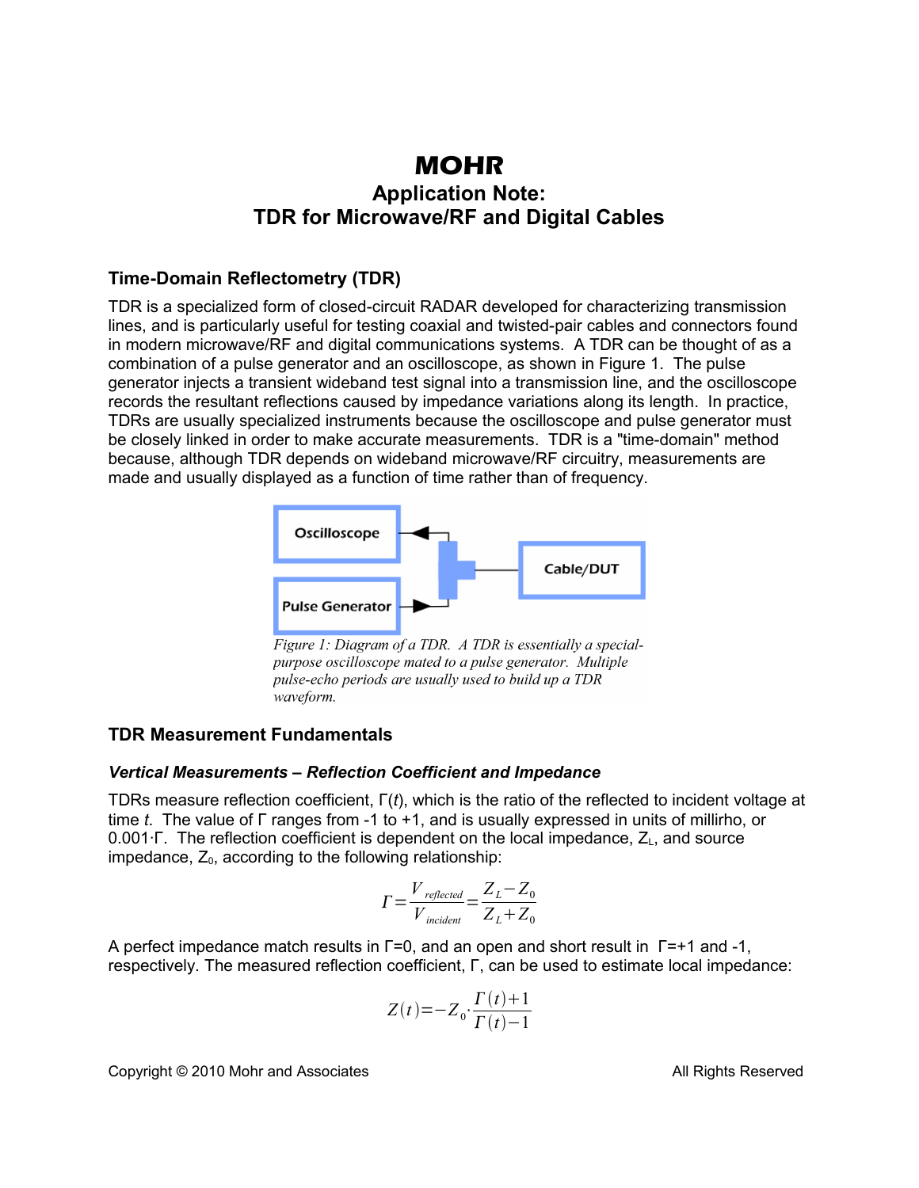# MOHR

## Application Note:
## TDR for Microwave/RF and Digital Cables

### Time-Domain Reflectometry (TDR)

TDR is a specialized form of closed-circuit RADAR developed for characterizing transmission lines, and is particularly useful for testing coaxial and twisted-pair cables and connectors found in modern microwave/RF and digital communications systems. A TDR can be thought of as a combination of a pulse generator and an oscilloscope, as shown in Figure 1. The pulse generator injects a transient wideband test signal into a transmission line, and the oscilloscope records the resultant reflections caused by impedance variations along its length. In practice, TDRs are usually specialized instruments because the oscilloscope and pulse generator must be closely linked in order to make accurate measurements. TDR is a "time-domain" method because, although TDR depends on wideband microwave/RF circuitry, measurements are made and usually displayed as a function of time rather than of frequency.

Oscilloscope

Pulse Generator

Cable/DUT

*Figure 1: Diagram of a TDR. A TDR is essentially a special-purpose oscilloscope mated to a pulse generator. Multiple pulse-echo periods are usually used to build up a TDR waveform.*

### TDR Measurement Fundamentals

#### *Vertical Measurements – Reflection Coefficient and Impedance*

TDRs measure reflection coefficient, $\Gamma(t)$, which is the ratio of the reflected to incident voltage at time $t$. The value of $\Gamma$ ranges from -1 to +1, and is usually expressed in units of millirho, or $0.001 \cdot \Gamma$. The reflection coefficient is dependent on the local impedance, $Z_L$, and source impedance, $Z_0$, according to the following relationship:

$$\Gamma = \frac{V_{reflected}}{V_{incident}} = \frac{Z_L - Z_0}{Z_L + Z_0}$$

A perfect impedance match results in $\Gamma=0$, and an open and short result in $\Gamma=+1$ and -1, respectively. The measured reflection coefficient, $\Gamma$, can be used to estimate local impedance:

$$Z(t) = -Z_0 \cdot \frac{\Gamma(t)+1}{\Gamma(t)-1}$$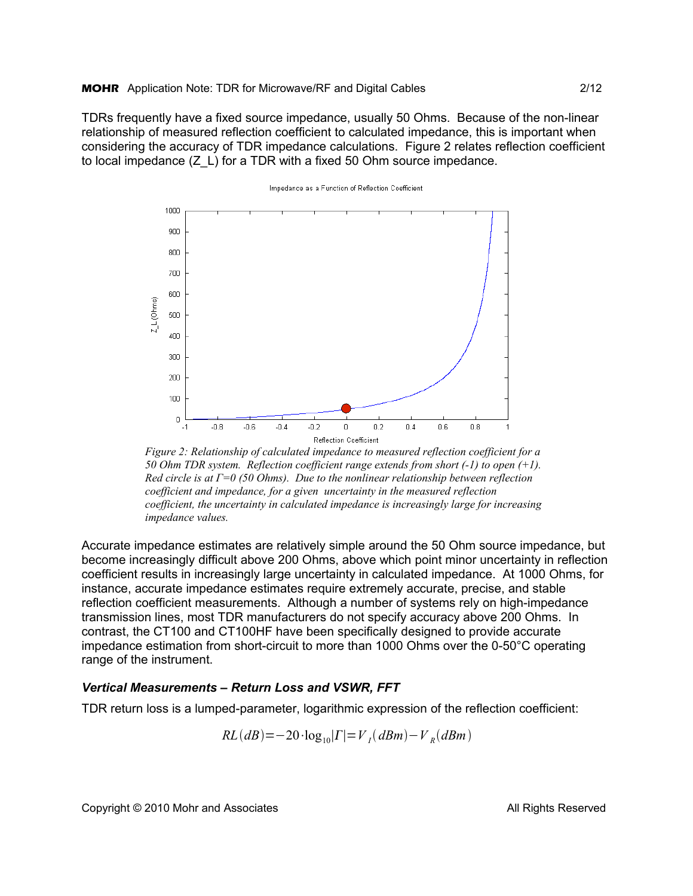TDRs frequently have a fixed source impedance, usually 50 Ohms. Because of the non-linear relationship of measured reflection coefficient to calculated impedance, this is important when considering the accuracy of TDR impedance calculations. Figure 2 relates reflection coefficient to local impedance (Z_L) for a TDR with a fixed 50 Ohm source impedance.

*Figure 2: Relationship of calculated impedance to measured reflection coefficient for a 50 Ohm TDR system. Reflection coefficient range extends from short (-1) to open (+1). Red circle is at $\Gamma=0$ (50 Ohms). Due to the nonlinear relationship between reflection coefficient and impedance, for a given uncertainty in the measured reflection coefficient, the uncertainty in calculated impedance is increasingly large for increasing impedance values.*

Accurate impedance estimates are relatively simple around the 50 Ohm source impedance, but become increasingly difficult above 200 Ohms, above which point minor uncertainty in reflection coefficient results in increasingly large uncertainty in calculated impedance. At 1000 Ohms, for instance, accurate impedance estimates require extremely accurate, precise, and stable reflection coefficient measurements. Although a number of systems rely on high-impedance transmission lines, most TDR manufacturers do not specify accuracy above 200 Ohms. In contrast, the CT100 and CT100HF have been specifically designed to provide accurate impedance estimation from short-circuit to more than 1000 Ohms over the 0-50°C operating range of the instrument.

### *Vertical Measurements – Return Loss and VSWR, FFT*

TDR return loss is a lumped-parameter, logarithmic expression of the reflection coefficient:

$$RL(dB) = -20 \cdot \log_{10}|\Gamma| = V_I(dBm) - V_R(dBm)$$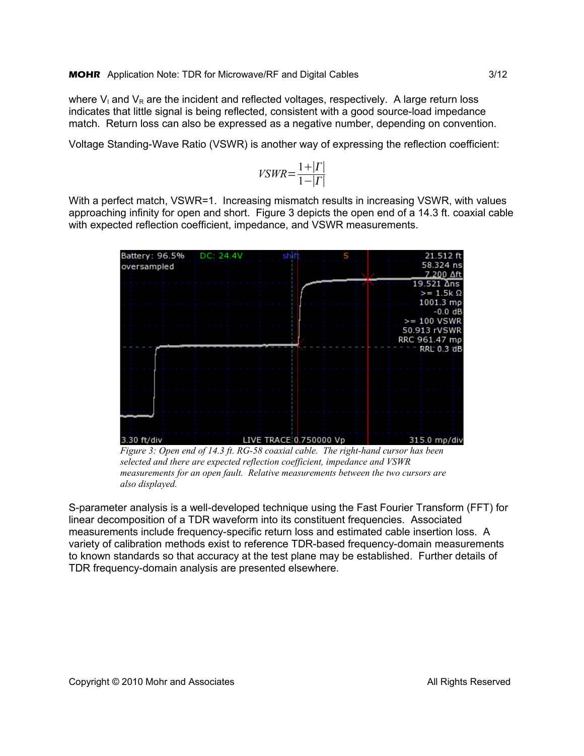where $V_I$ and $V_R$ are the incident and reflected voltages, respectively. A large return loss indicates that little signal is being reflected, consistent with a good source-load impedance match. Return loss can also be expressed as a negative number, depending on convention.

Voltage Standing-Wave Ratio (VSWR) is another way of expressing the reflection coefficient:

$$VSWR = \frac{1+|\Gamma|}{1-|\Gamma|}$$

With a perfect match, VSWR=1. Increasing mismatch results in increasing VSWR, with values approaching infinity for open and short. Figure 3 depicts the open end of a 14.3 ft. coaxial cable with expected reflection coefficient, impedance, and VSWR measurements.

*Figure 3: Open end of 14.3 ft. RG-58 coaxial cable. The right-hand cursor has been selected and there are expected reflection coefficient, impedance and VSWR measurements for an open fault. Relative measurements between the two cursors are also displayed.*

S-parameter analysis is a well-developed technique using the Fast Fourier Transform (FFT) for linear decomposition of a TDR waveform into its constituent frequencies. Associated measurements include frequency-specific return loss and estimated cable insertion loss. A variety of calibration methods exist to reference TDR-based frequency-domain measurements to known standards so that accuracy at the test plane may be established. Further details of TDR frequency-domain analysis are presented elsewhere.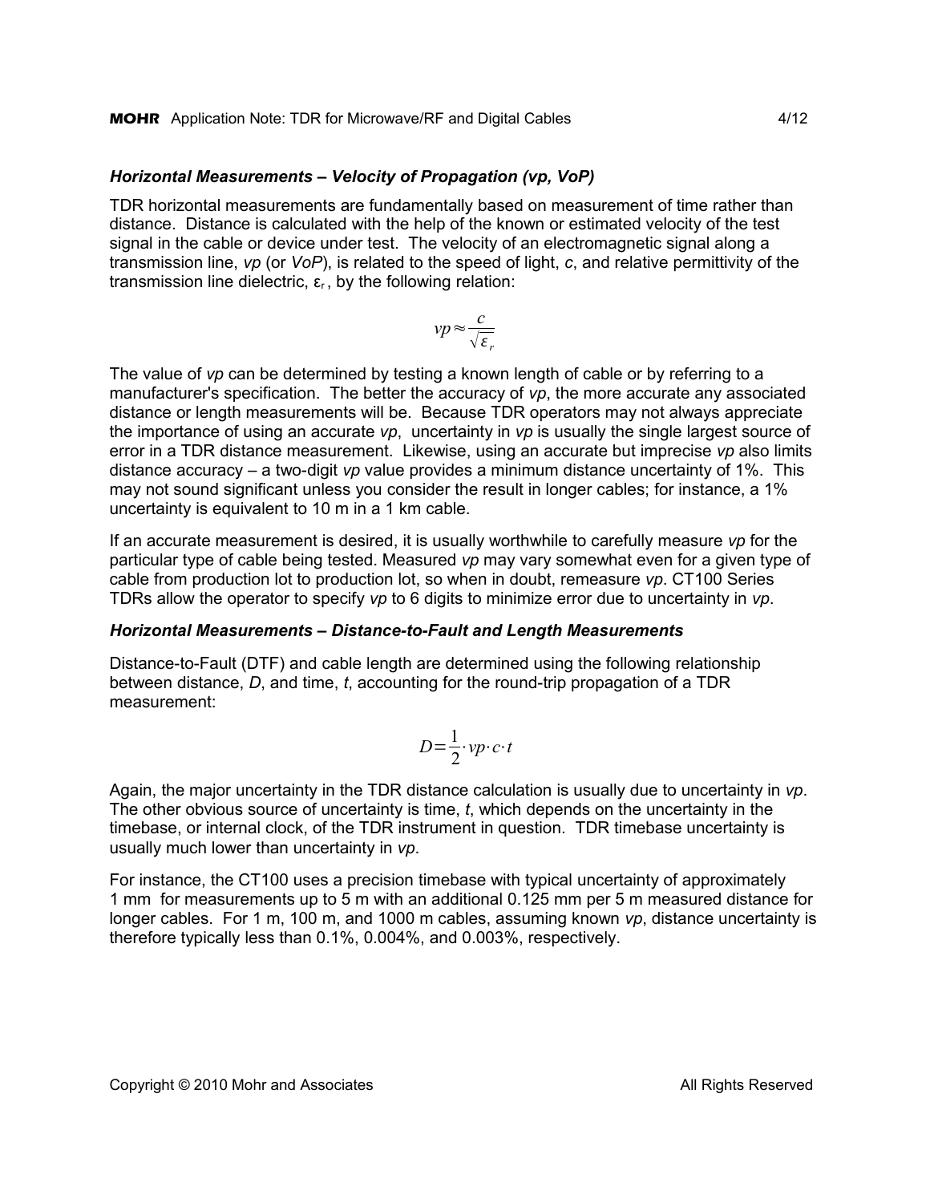### *Horizontal Measurements – Velocity of Propagation (vp, VoP)*

TDR horizontal measurements are fundamentally based on measurement of time rather than distance. Distance is calculated with the help of the known or estimated velocity of the test signal in the cable or device under test. The velocity of an electromagnetic signal along a transmission line, *vp* (or *VoP*), is related to the speed of light, *c*, and relative permittivity of the transmission line dielectric, $\varepsilon_r$, by the following relation:

$$vp \approx \frac{c}{\sqrt{\varepsilon_r}}$$

The value of *vp* can be determined by testing a known length of cable or by referring to a manufacturer's specification. The better the accuracy of *vp*, the more accurate any associated distance or length measurements will be. Because TDR operators may not always appreciate the importance of using an accurate *vp*, uncertainty in *vp* is usually the single largest source of error in a TDR distance measurement. Likewise, using an accurate but imprecise *vp* also limits distance accuracy – a two-digit *vp* value provides a minimum distance uncertainty of 1%. This may not sound significant unless you consider the result in longer cables; for instance, a 1% uncertainty is equivalent to 10 m in a 1 km cable.

If an accurate measurement is desired, it is usually worthwhile to carefully measure *vp* for the particular type of cable being tested. Measured *vp* may vary somewhat even for a given type of cable from production lot to production lot, so when in doubt, remeasure *vp*. CT100 Series TDRs allow the operator to specify *vp* to 6 digits to minimize error due to uncertainty in *vp*.

### *Horizontal Measurements – Distance-to-Fault and Length Measurements*

Distance-to-Fault (DTF) and cable length are determined using the following relationship between distance, *D*, and time, *t*, accounting for the round-trip propagation of a TDR measurement:

$$D = \frac{1}{2} \cdot vp \cdot c \cdot t$$

Again, the major uncertainty in the TDR distance calculation is usually due to uncertainty in *vp*. The other obvious source of uncertainty is time, *t*, which depends on the uncertainty in the timebase, or internal clock, of the TDR instrument in question. TDR timebase uncertainty is usually much lower than uncertainty in *vp*.

For instance, the CT100 uses a precision timebase with typical uncertainty of approximately 1 mm for measurements up to 5 m with an additional 0.125 mm per 5 m measured distance for longer cables. For 1 m, 100 m, and 1000 m cables, assuming known *vp*, distance uncertainty is therefore typically less than 0.1%, 0.004%, and 0.003%, respectively.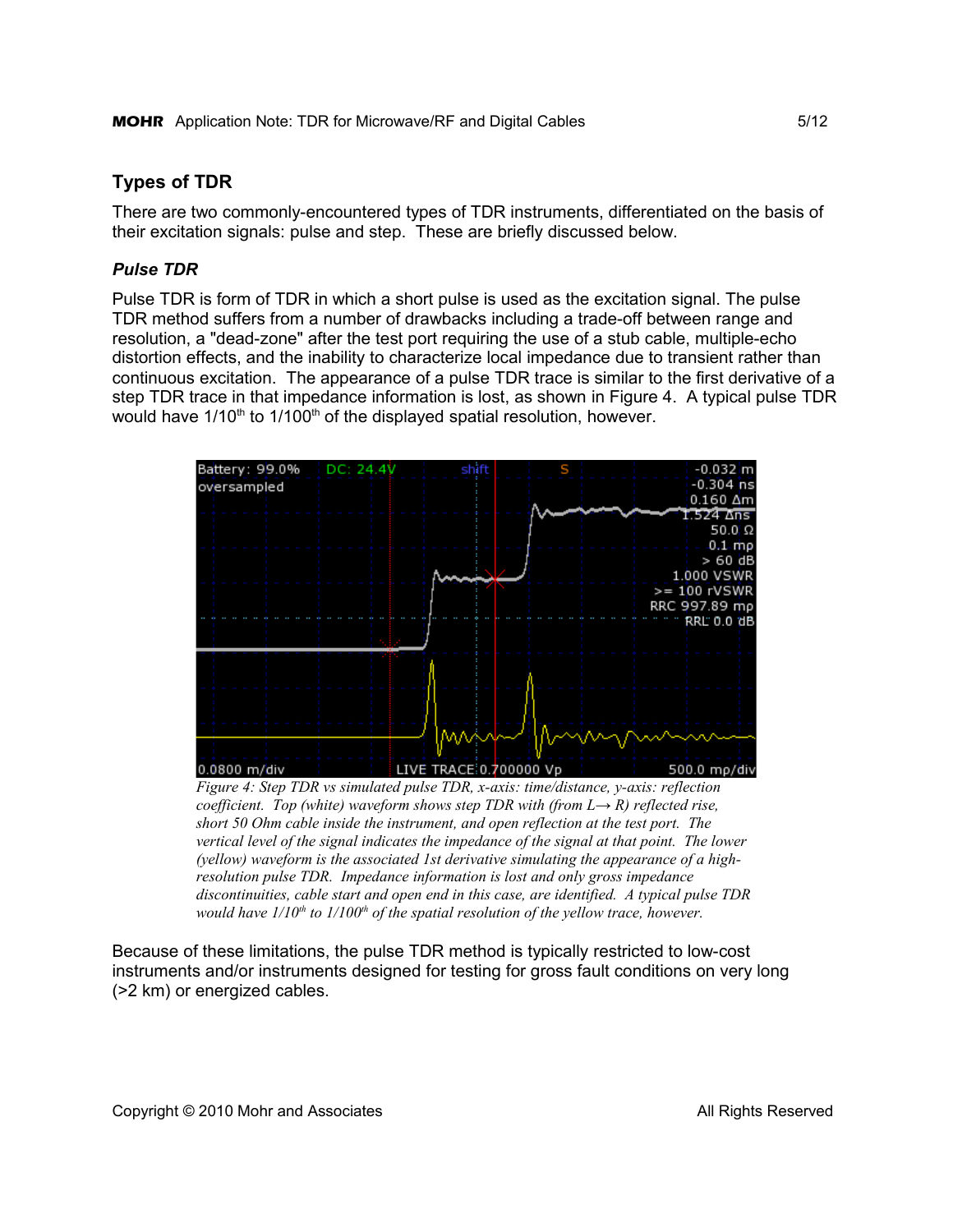## Types of TDR

There are two commonly-encountered types of TDR instruments, differentiated on the basis of their excitation signals: pulse and step. These are briefly discussed below.

### *Pulse TDR*

Pulse TDR is form of TDR in which a short pulse is used as the excitation signal. The pulse TDR method suffers from a number of drawbacks including a trade-off between range and resolution, a "dead-zone" after the test port requiring the use of a stub cable, multiple-echo distortion effects, and the inability to characterize local impedance due to transient rather than continuous excitation. The appearance of a pulse TDR trace is similar to the first derivative of a step TDR trace in that impedance information is lost, as shown in Figure 4. A typical pulse TDR would have 1/10$^{th}$ to 1/100$^{th}$ of the displayed spatial resolution, however.

*Figure 4: Step TDR vs simulated pulse TDR, x-axis: time/distance, y-axis: reflection coefficient. Top (white) waveform shows step TDR with (from L→ R) reflected rise, short 50 Ohm cable inside the instrument, and open reflection at the test port. The vertical level of the signal indicates the impedance of the signal at that point. The lower (yellow) waveform is the associated 1st derivative simulating the appearance of a high-resolution pulse TDR. Impedance information is lost and only gross impedance discontinuities, cable start and open end in this case, are identified. A typical pulse TDR would have 1/10$^{th}$ to 1/100$^{th}$ of the spatial resolution of the yellow trace, however.*

Because of these limitations, the pulse TDR method is typically restricted to low-cost instruments and/or instruments designed for testing for gross fault conditions on very long (>2 km) or energized cables.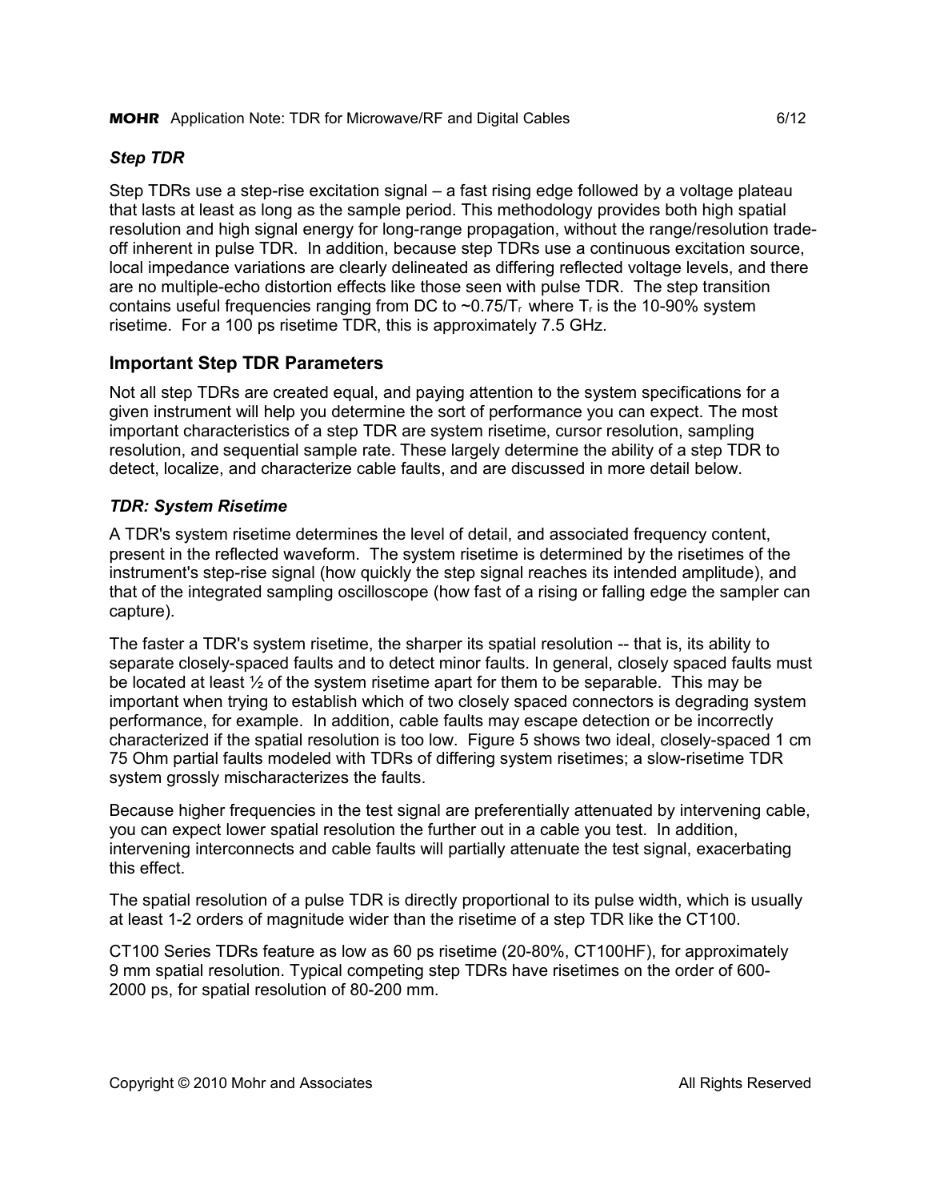### *Step TDR*

Step TDRs use a step-rise excitation signal – a fast rising edge followed by a voltage plateau that lasts at least as long as the sample period. This methodology provides both high spatial resolution and high signal energy for long-range propagation, without the range/resolution trade-off inherent in pulse TDR. In addition, because step TDRs use a continuous excitation source, local impedance variations are clearly delineated as differing reflected voltage levels, and there are no multiple-echo distortion effects like those seen with pulse TDR. The step transition contains useful frequencies ranging from DC to ~$0.75/T_r$ where $T_r$ is the 10-90% system risetime. For a 100 ps risetime TDR, this is approximately 7.5 GHz.

## Important Step TDR Parameters

Not all step TDRs are created equal, and paying attention to the system specifications for a given instrument will help you determine the sort of performance you can expect. The most important characteristics of a step TDR are system risetime, cursor resolution, sampling resolution, and sequential sample rate. These largely determine the ability of a step TDR to detect, localize, and characterize cable faults, and are discussed in more detail below.

### *TDR: System Risetime*

A TDR's system risetime determines the level of detail, and associated frequency content, present in the reflected waveform. The system risetime is determined by the risetimes of the instrument's step-rise signal (how quickly the step signal reaches its intended amplitude), and that of the integrated sampling oscilloscope (how fast of a rising or falling edge the sampler can capture).

The faster a TDR's system risetime, the sharper its spatial resolution -- that is, its ability to separate closely-spaced faults and to detect minor faults. In general, closely spaced faults must be located at least ½ of the system risetime apart for them to be separable. This may be important when trying to establish which of two closely spaced connectors is degrading system performance, for example. In addition, cable faults may escape detection or be incorrectly characterized if the spatial resolution is too low. Figure 5 shows two ideal, closely-spaced 1 cm 75 Ohm partial faults modeled with TDRs of differing system risetimes; a slow-risetime TDR system grossly mischaracterizes the faults.

Because higher frequencies in the test signal are preferentially attenuated by intervening cable, you can expect lower spatial resolution the further out in a cable you test. In addition, intervening interconnects and cable faults will partially attenuate the test signal, exacerbating this effect.

The spatial resolution of a pulse TDR is directly proportional to its pulse width, which is usually at least 1-2 orders of magnitude wider than the risetime of a step TDR like the CT100.

CT100 Series TDRs feature as low as 60 ps risetime (20-80%, CT100HF), for approximately 9 mm spatial resolution. Typical competing step TDRs have risetimes on the order of 600-2000 ps, for spatial resolution of 80-200 mm.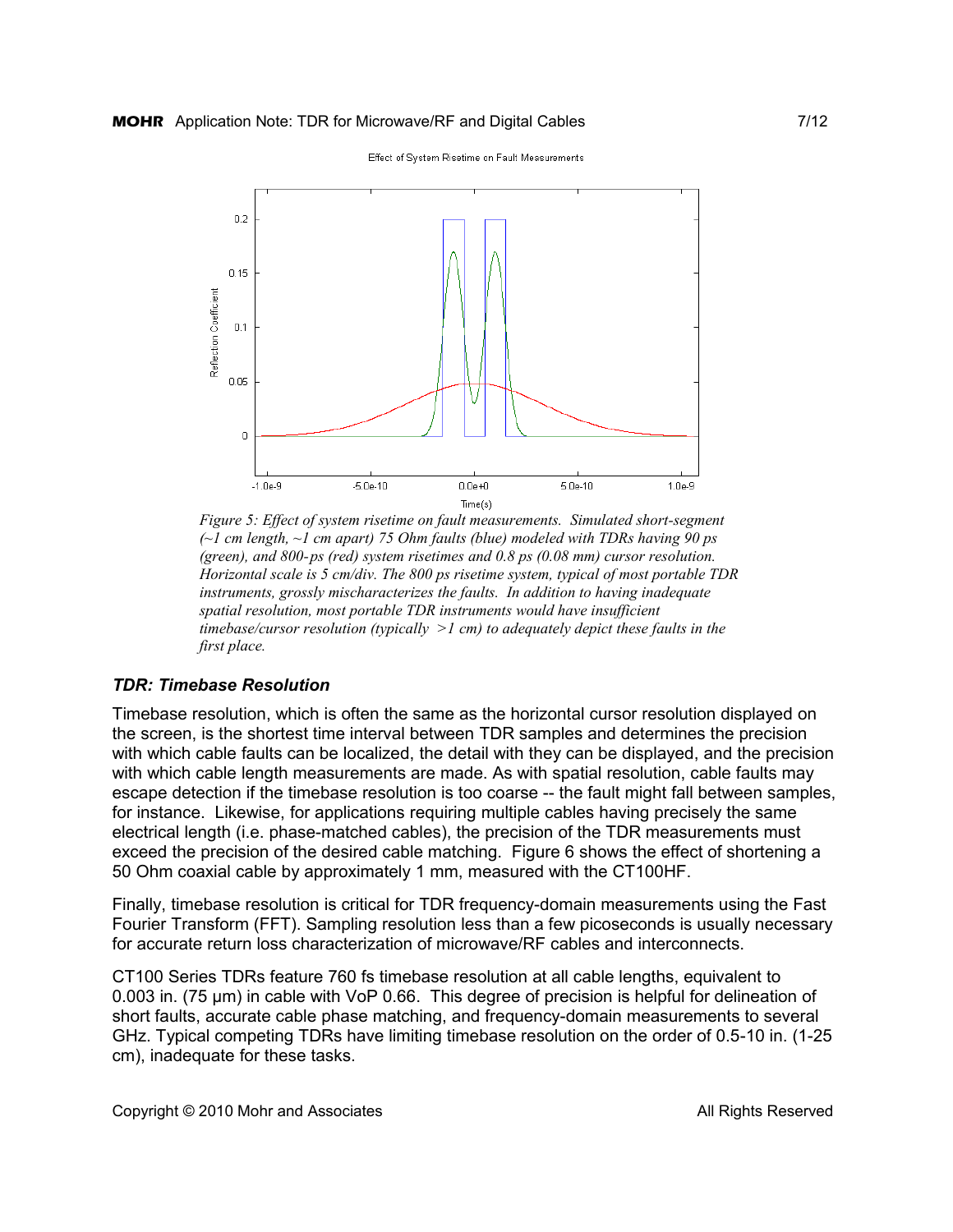*Figure 5: Effect of system risetime on fault measurements. Simulated short-segment (~1 cm length, ~1 cm apart) 75 Ohm faults (blue) modeled with TDRs having 90 ps (green), and 800-ps (red) system risetimes and 0.8 ps (0.08 mm) cursor resolution. Horizontal scale is 5 cm/div. The 800 ps risetime system, typical of most portable TDR instruments, grossly mischaracterizes the faults. In addition to having inadequate spatial resolution, most portable TDR instruments would have insufficient timebase/cursor resolution (typically >1 cm) to adequately depict these faults in the first place.*

### *TDR: Timebase Resolution*

Timebase resolution, which is often the same as the horizontal cursor resolution displayed on the screen, is the shortest time interval between TDR samples and determines the precision with which cable faults can be localized, the detail with they can be displayed, and the precision with which cable length measurements are made. As with spatial resolution, cable faults may escape detection if the timebase resolution is too coarse -- the fault might fall between samples, for instance. Likewise, for applications requiring multiple cables having precisely the same electrical length (i.e. phase-matched cables), the precision of the TDR measurements must exceed the precision of the desired cable matching. Figure 6 shows the effect of shortening a 50 Ohm coaxial cable by approximately 1 mm, measured with the CT100HF.

Finally, timebase resolution is critical for TDR frequency-domain measurements using the Fast Fourier Transform (FFT). Sampling resolution less than a few picoseconds is usually necessary for accurate return loss characterization of microwave/RF cables and interconnects.

CT100 Series TDRs feature 760 fs timebase resolution at all cable lengths, equivalent to 0.003 in. (75 μm) in cable with VoP 0.66. This degree of precision is helpful for delineation of short faults, accurate cable phase matching, and frequency-domain measurements to several GHz. Typical competing TDRs have limiting timebase resolution on the order of 0.5-10 in. (1-25 cm), inadequate for these tasks.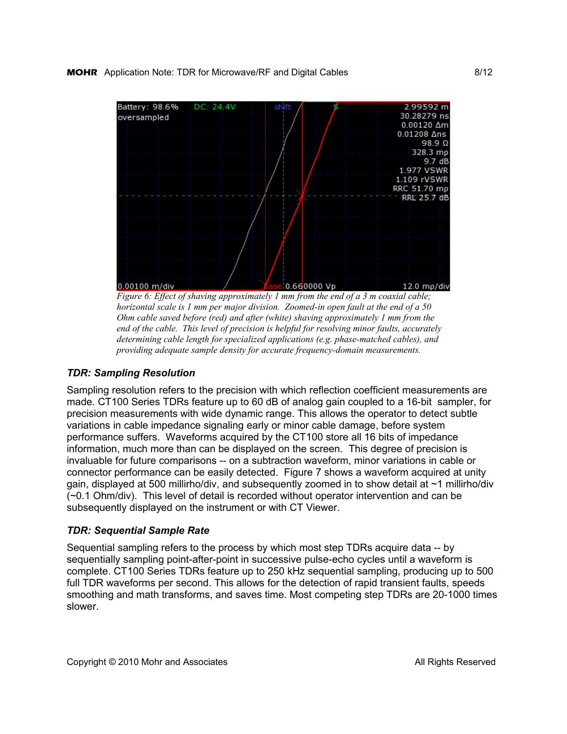*Figure 6: Effect of shaving approximately 1 mm from the end of a 3 m coaxial cable; horizontal scale is 1 mm per major division. Zoomed-in open fault at the end of a 50 Ohm cable saved before (red) and after (white) shaving approximately 1 mm from the end of the cable. This level of precision is helpful for resolving minor faults, accurately determining cable length for specialized applications (e.g. phase-matched cables), and providing adequate sample density for accurate frequency-domain measurements.*

### *TDR: Sampling Resolution*

Sampling resolution refers to the precision with which reflection coefficient measurements are made. CT100 Series TDRs feature up to 60 dB of analog gain coupled to a 16-bit sampler, for precision measurements with wide dynamic range. This allows the operator to detect subtle variations in cable impedance signaling early or minor cable damage, before system performance suffers. Waveforms acquired by the CT100 store all 16 bits of impedance information, much more than can be displayed on the screen. This degree of precision is invaluable for future comparisons -- on a subtraction waveform, minor variations in cable or connector performance can be easily detected. Figure 7 shows a waveform acquired at unity gain, displayed at 500 millirho/div, and subsequently zoomed in to show detail at ~1 millirho/div (~0.1 Ohm/div). This level of detail is recorded without operator intervention and can be subsequently displayed on the instrument or with CT Viewer.

### *TDR: Sequential Sample Rate*

Sequential sampling refers to the process by which most step TDRs acquire data -- by sequentially sampling point-after-point in successive pulse-echo cycles until a waveform is complete. CT100 Series TDRs feature up to 250 kHz sequential sampling, producing up to 500 full TDR waveforms per second. This allows for the detection of rapid transient faults, speeds smoothing and math transforms, and saves time. Most competing step TDRs are 20-1000 times slower.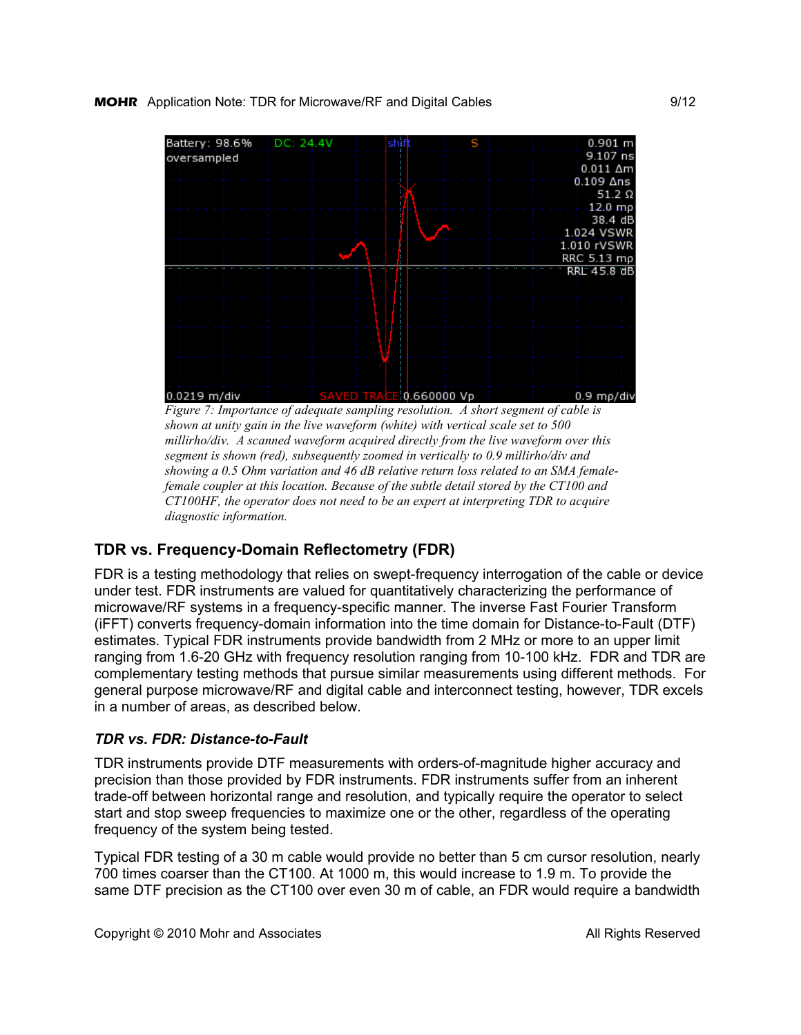*Figure 7: Importance of adequate sampling resolution. A short segment of cable is shown at unity gain in the live waveform (white) with vertical scale set to 500 millirho/div. A scanned waveform acquired directly from the live waveform over this segment is shown (red), subsequently zoomed in vertically to 0.9 millirho/div and showing a 0.5 Ohm variation and 46 dB relative return loss related to an SMA female-female coupler at this location. Because of the subtle detail stored by the CT100 and CT100HF, the operator does not need to be an expert at interpreting TDR to acquire diagnostic information.*

## TDR vs. Frequency-Domain Reflectometry (FDR)

FDR is a testing methodology that relies on swept-frequency interrogation of the cable or device under test. FDR instruments are valued for quantitatively characterizing the performance of microwave/RF systems in a frequency-specific manner. The inverse Fast Fourier Transform (iFFT) converts frequency-domain information into the time domain for Distance-to-Fault (DTF) estimates. Typical FDR instruments provide bandwidth from 2 MHz or more to an upper limit ranging from 1.6-20 GHz with frequency resolution ranging from 10-100 kHz. FDR and TDR are complementary testing methods that pursue similar measurements using different methods. For general purpose microwave/RF and digital cable and interconnect testing, however, TDR excels in a number of areas, as described below.

### *TDR vs. FDR: Distance-to-Fault*

TDR instruments provide DTF measurements with orders-of-magnitude higher accuracy and precision than those provided by FDR instruments. FDR instruments suffer from an inherent trade-off between horizontal range and resolution, and typically require the operator to select start and stop sweep frequencies to maximize one or the other, regardless of the operating frequency of the system being tested.

Typical FDR testing of a 30 m cable would provide no better than 5 cm cursor resolution, nearly 700 times coarser than the CT100. At 1000 m, this would increase to 1.9 m. To provide the same DTF precision as the CT100 over even 30 m of cable, an FDR would require a bandwidth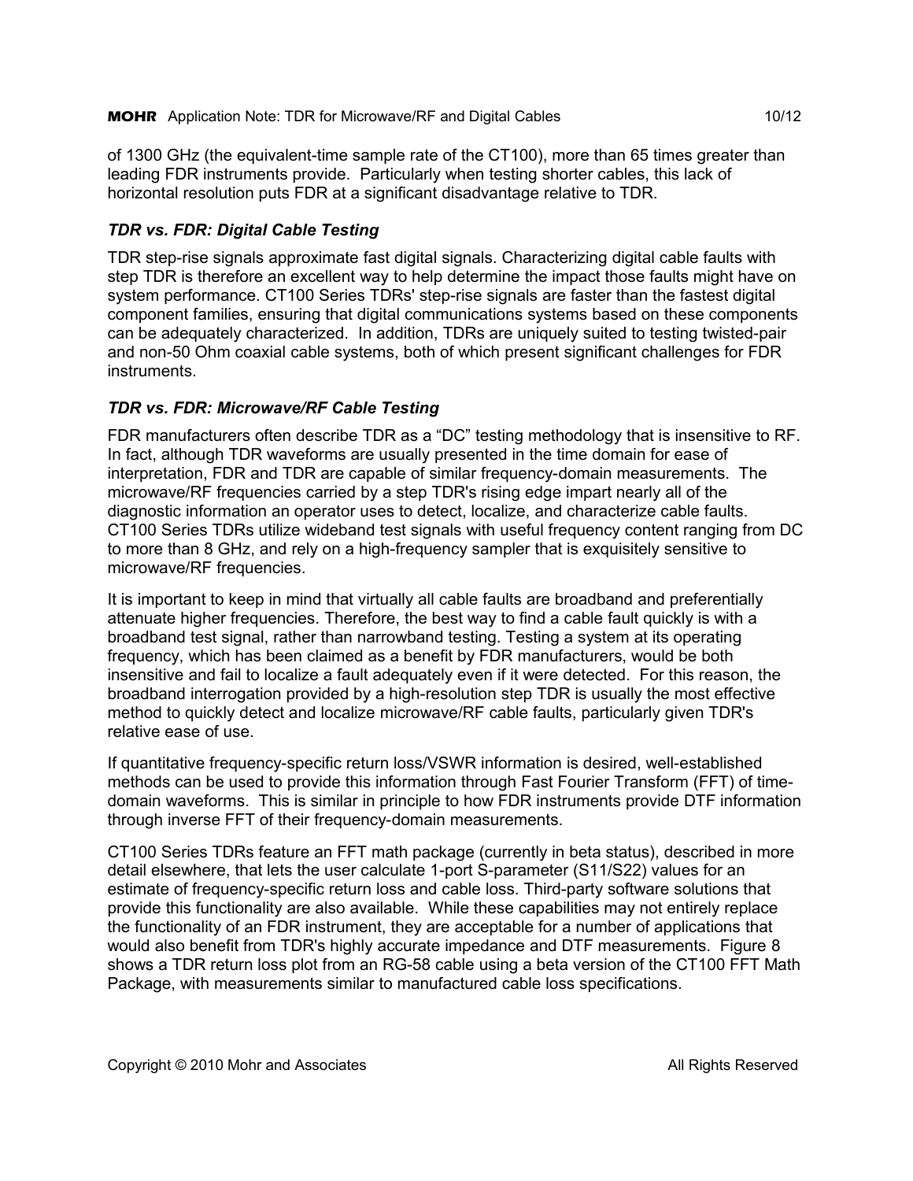of 1300 GHz (the equivalent-time sample rate of the CT100), more than 65 times greater than leading FDR instruments provide. Particularly when testing shorter cables, this lack of horizontal resolution puts FDR at a significant disadvantage relative to TDR.

### *TDR vs. FDR: Digital Cable Testing*

TDR step-rise signals approximate fast digital signals. Characterizing digital cable faults with step TDR is therefore an excellent way to help determine the impact those faults might have on system performance. CT100 Series TDRs' step-rise signals are faster than the fastest digital component families, ensuring that digital communications systems based on these components can be adequately characterized. In addition, TDRs are uniquely suited to testing twisted-pair and non-50 Ohm coaxial cable systems, both of which present significant challenges for FDR instruments.

### *TDR vs. FDR: Microwave/RF Cable Testing*

FDR manufacturers often describe TDR as a "DC" testing methodology that is insensitive to RF. In fact, although TDR waveforms are usually presented in the time domain for ease of interpretation, FDR and TDR are capable of similar frequency-domain measurements. The microwave/RF frequencies carried by a step TDR's rising edge impart nearly all of the diagnostic information an operator uses to detect, localize, and characterize cable faults. CT100 Series TDRs utilize wideband test signals with useful frequency content ranging from DC to more than 8 GHz, and rely on a high-frequency sampler that is exquisitely sensitive to microwave/RF frequencies.

It is important to keep in mind that virtually all cable faults are broadband and preferentially attenuate higher frequencies. Therefore, the best way to find a cable fault quickly is with a broadband test signal, rather than narrowband testing. Testing a system at its operating frequency, which has been claimed as a benefit by FDR manufacturers, would be both insensitive and fail to localize a fault adequately even if it were detected. For this reason, the broadband interrogation provided by a high-resolution step TDR is usually the most effective method to quickly detect and localize microwave/RF cable faults, particularly given TDR's relative ease of use.

If quantitative frequency-specific return loss/VSWR information is desired, well-established methods can be used to provide this information through Fast Fourier Transform (FFT) of time-domain waveforms. This is similar in principle to how FDR instruments provide DTF information through inverse FFT of their frequency-domain measurements.

CT100 Series TDRs feature an FFT math package (currently in beta status), described in more detail elsewhere, that lets the user calculate 1-port S-parameter (S11/S22) values for an estimate of frequency-specific return loss and cable loss. Third-party software solutions that provide this functionality are also available. While these capabilities may not entirely replace the functionality of an FDR instrument, they are acceptable for a number of applications that would also benefit from TDR's highly accurate impedance and DTF measurements. Figure 8 shows a TDR return loss plot from an RG-58 cable using a beta version of the CT100 FFT Math Package, with measurements similar to manufactured cable loss specifications.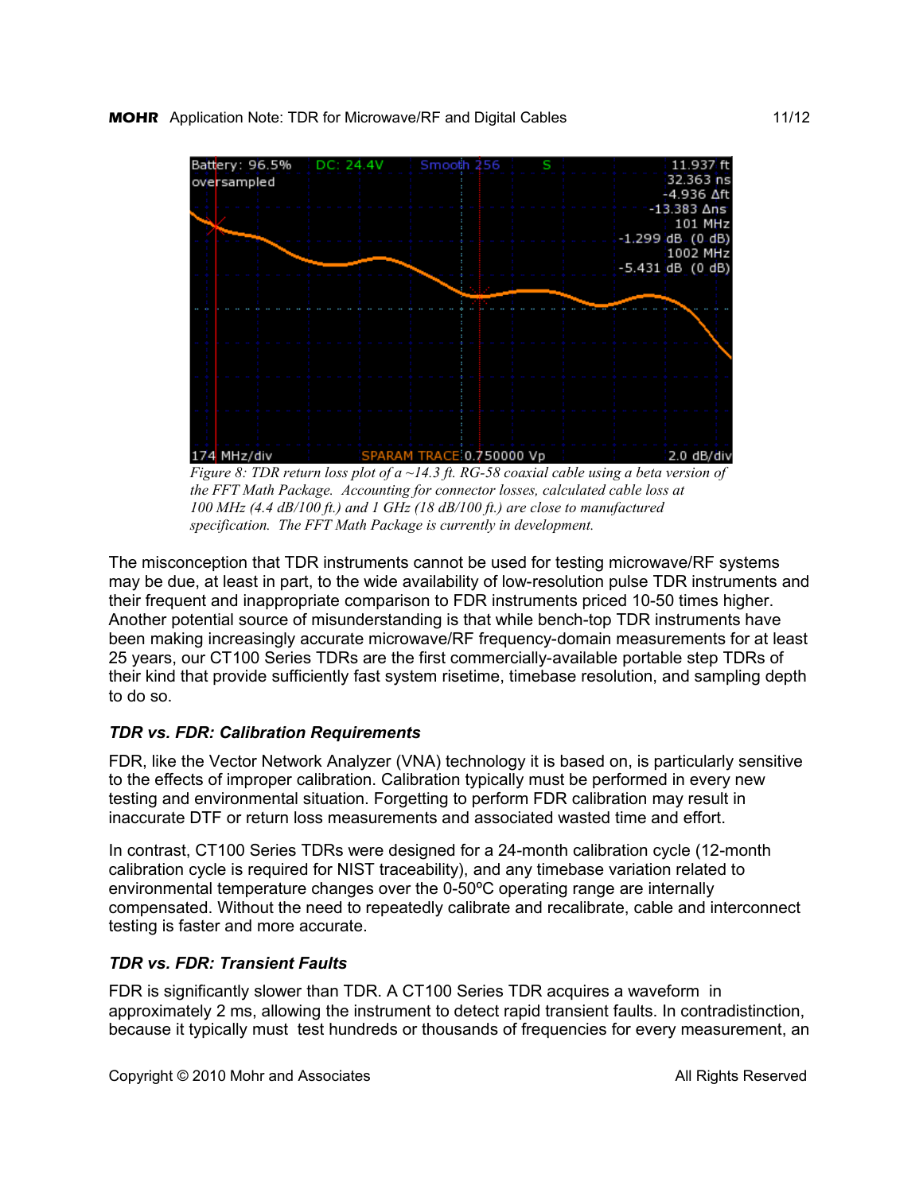*Figure 8: TDR return loss plot of a ~14.3 ft. RG-58 coaxial cable using a beta version of the FFT Math Package. Accounting for connector losses, calculated cable loss at 100 MHz (4.4 dB/100 ft.) and 1 GHz (18 dB/100 ft.) are close to manufactured specification. The FFT Math Package is currently in development.*

The misconception that TDR instruments cannot be used for testing microwave/RF systems may be due, at least in part, to the wide availability of low-resolution pulse TDR instruments and their frequent and inappropriate comparison to FDR instruments priced 10-50 times higher. Another potential source of misunderstanding is that while bench-top TDR instruments have been making increasingly accurate microwave/RF frequency-domain measurements for at least 25 years, our CT100 Series TDRs are the first commercially-available portable step TDRs of their kind that provide sufficiently fast system risetime, timebase resolution, and sampling depth to do so.

### *TDR vs. FDR: Calibration Requirements*

FDR, like the Vector Network Analyzer (VNA) technology it is based on, is particularly sensitive to the effects of improper calibration. Calibration typically must be performed in every new testing and environmental situation. Forgetting to perform FDR calibration may result in inaccurate DTF or return loss measurements and associated wasted time and effort.

In contrast, CT100 Series TDRs were designed for a 24-month calibration cycle (12-month calibration cycle is required for NIST traceability), and any timebase variation related to environmental temperature changes over the 0-50ºC operating range are internally compensated. Without the need to repeatedly calibrate and recalibrate, cable and interconnect testing is faster and more accurate.

### *TDR vs. FDR: Transient Faults*

FDR is significantly slower than TDR. A CT100 Series TDR acquires a waveform in approximately 2 ms, allowing the instrument to detect rapid transient faults. In contradistinction, because it typically must test hundreds or thousands of frequencies for every measurement, an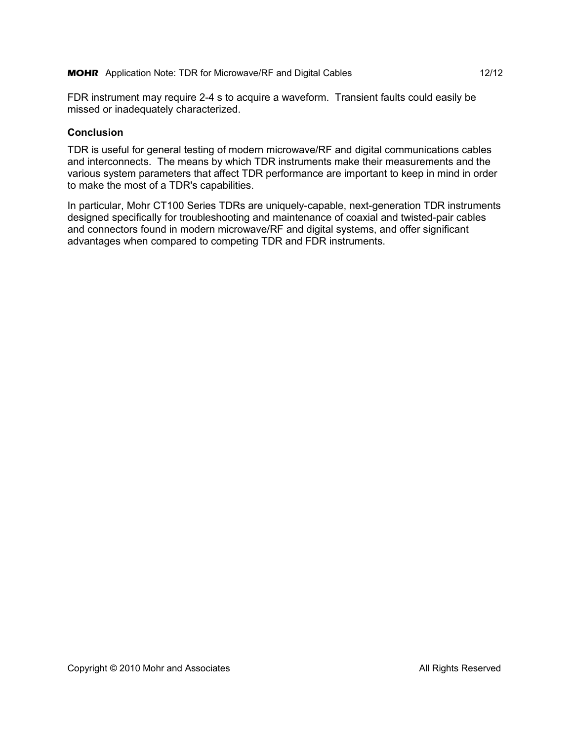FDR instrument may require 2-4 s to acquire a waveform. Transient faults could easily be missed or inadequately characterized.

**Conclusion**

TDR is useful for general testing of modern microwave/RF and digital communications cables and interconnects. The means by which TDR instruments make their measurements and the various system parameters that affect TDR performance are important to keep in mind in order to make the most of a TDR's capabilities.

In particular, Mohr CT100 Series TDRs are uniquely-capable, next-generation TDR instruments designed specifically for troubleshooting and maintenance of coaxial and twisted-pair cables and connectors found in modern microwave/RF and digital systems, and offer significant advantages when compared to competing TDR and FDR instruments.